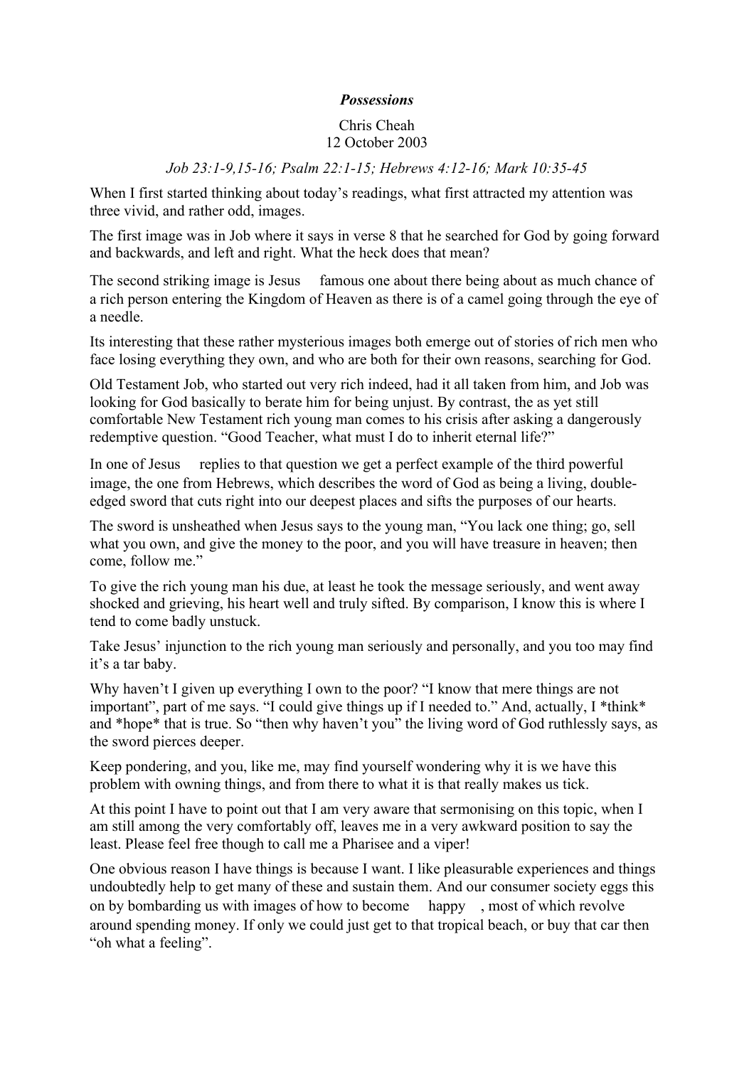***Possessions***

Chris Cheah
12 October 2003

*Job 23:1-9,15-16; Psalm 22:1-15; Hebrews 4:12-16; Mark 10:35-45*

When I first started thinking about today's readings, what first attracted my attention was three vivid, and rather odd, images.

The first image was in Job where it says in verse 8 that he searched for God by going forward and backwards, and left and right. What the heck does that mean?

The second striking image is Jesus famous one about there being about as much chance of a rich person entering the Kingdom of Heaven as there is of a camel going through the eye of a needle.

Its interesting that these rather mysterious images both emerge out of stories of rich men who face losing everything they own, and who are both for their own reasons, searching for God.

Old Testament Job, who started out very rich indeed, had it all taken from him, and Job was looking for God basically to berate him for being unjust. By contrast, the as yet still comfortable New Testament rich young man comes to his crisis after asking a dangerously redemptive question. "Good Teacher, what must I do to inherit eternal life?"

In one of Jesus replies to that question we get a perfect example of the third powerful image, the one from Hebrews, which describes the word of God as being a living, double-edged sword that cuts right into our deepest places and sifts the purposes of our hearts.

The sword is unsheathed when Jesus says to the young man, "You lack one thing; go, sell what you own, and give the money to the poor, and you will have treasure in heaven; then come, follow me."

To give the rich young man his due, at least he took the message seriously, and went away shocked and grieving, his heart well and truly sifted. By comparison, I know this is where I tend to come badly unstuck.

Take Jesus' injunction to the rich young man seriously and personally, and you too may find it's a tar baby.

Why haven't I given up everything I own to the poor? "I know that mere things are not important", part of me says. "I could give things up if I needed to." And, actually, I *think* and *hope* that is true. So "then why haven't you" the living word of God ruthlessly says, as the sword pierces deeper.

Keep pondering, and you, like me, may find yourself wondering why it is we have this problem with owning things, and from there to what it is that really makes us tick.

At this point I have to point out that I am very aware that sermonising on this topic, when I am still among the very comfortably off, leaves me in a very awkward position to say the least. Please feel free though to call me a Pharisee and a viper!

One obvious reason I have things is because I want. I like pleasurable experiences and things undoubtedly help to get many of these and sustain them. And our consumer society eggs this on by bombarding us with images of how to become happy , most of which revolve around spending money. If only we could just get to that tropical beach, or buy that car then "oh what a feeling".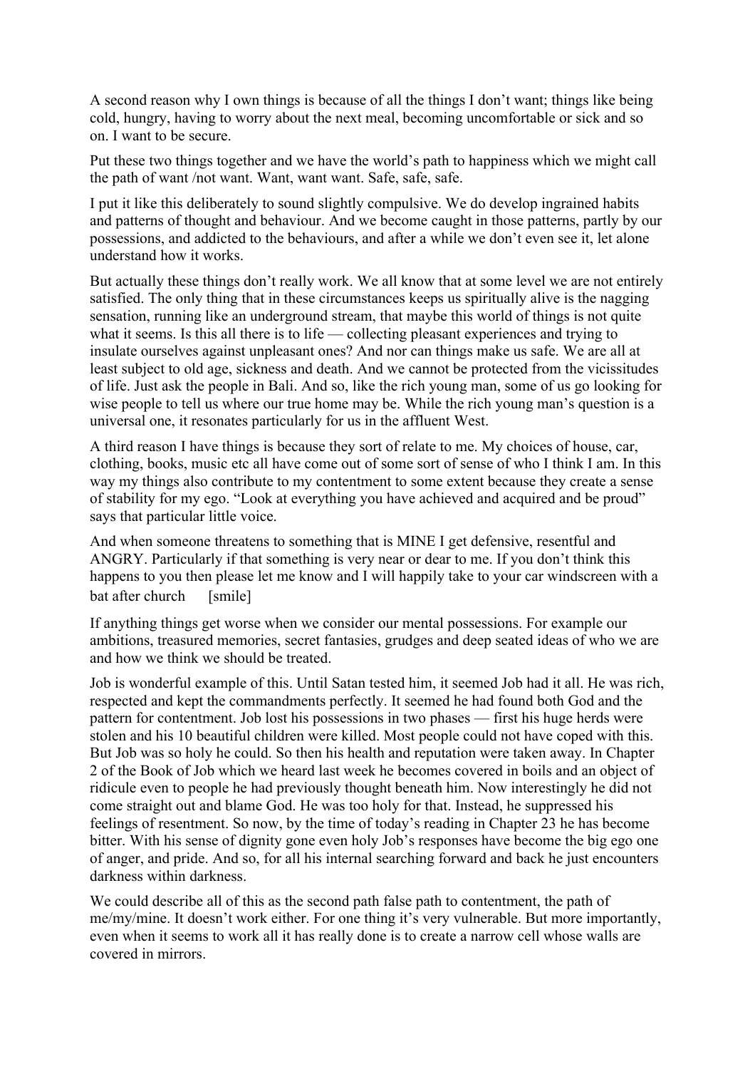A second reason why I own things is because of all the things I don't want; things like being cold, hungry, having to worry about the next meal, becoming uncomfortable or sick and so on. I want to be secure.

Put these two things together and we have the world's path to happiness which we might call the path of want /not want. Want, want want. Safe, safe, safe.

I put it like this deliberately to sound slightly compulsive. We do develop ingrained habits and patterns of thought and behaviour. And we become caught in those patterns, partly by our possessions, and addicted to the behaviours, and after a while we don't even see it, let alone understand how it works.

But actually these things don't really work. We all know that at some level we are not entirely satisfied. The only thing that in these circumstances keeps us spiritually alive is the nagging sensation, running like an underground stream, that maybe this world of things is not quite what it seems. Is this all there is to life — collecting pleasant experiences and trying to insulate ourselves against unpleasant ones? And nor can things make us safe. We are all at least subject to old age, sickness and death. And we cannot be protected from the vicissitudes of life. Just ask the people in Bali. And so, like the rich young man, some of us go looking for wise people to tell us where our true home may be. While the rich young man's question is a universal one, it resonates particularly for us in the affluent West.

A third reason I have things is because they sort of relate to me. My choices of house, car, clothing, books, music etc all have come out of some sort of sense of who I think I am. In this way my things also contribute to my contentment to some extent because they create a sense of stability for my ego. "Look at everything you have achieved and acquired and be proud" says that particular little voice.

And when someone threatens to something that is MINE I get defensive, resentful and ANGRY. Particularly if that something is very near or dear to me. If you don't think this happens to you then please let me know and I will happily take to your car windscreen with a bat after church [smile]

If anything things get worse when we consider our mental possessions. For example our ambitions, treasured memories, secret fantasies, grudges and deep seated ideas of who we are and how we think we should be treated.

Job is wonderful example of this. Until Satan tested him, it seemed Job had it all. He was rich, respected and kept the commandments perfectly. It seemed he had found both God and the pattern for contentment. Job lost his possessions in two phases — first his huge herds were stolen and his 10 beautiful children were killed. Most people could not have coped with this. But Job was so holy he could. So then his health and reputation were taken away. In Chapter 2 of the Book of Job which we heard last week he becomes covered in boils and an object of ridicule even to people he had previously thought beneath him. Now interestingly he did not come straight out and blame God. He was too holy for that. Instead, he suppressed his feelings of resentment. So now, by the time of today's reading in Chapter 23 he has become bitter. With his sense of dignity gone even holy Job's responses have become the big ego one of anger, and pride. And so, for all his internal searching forward and back he just encounters darkness within darkness.

We could describe all of this as the second path false path to contentment, the path of me/my/mine. It doesn't work either. For one thing it's very vulnerable. But more importantly, even when it seems to work all it has really done is to create a narrow cell whose walls are covered in mirrors.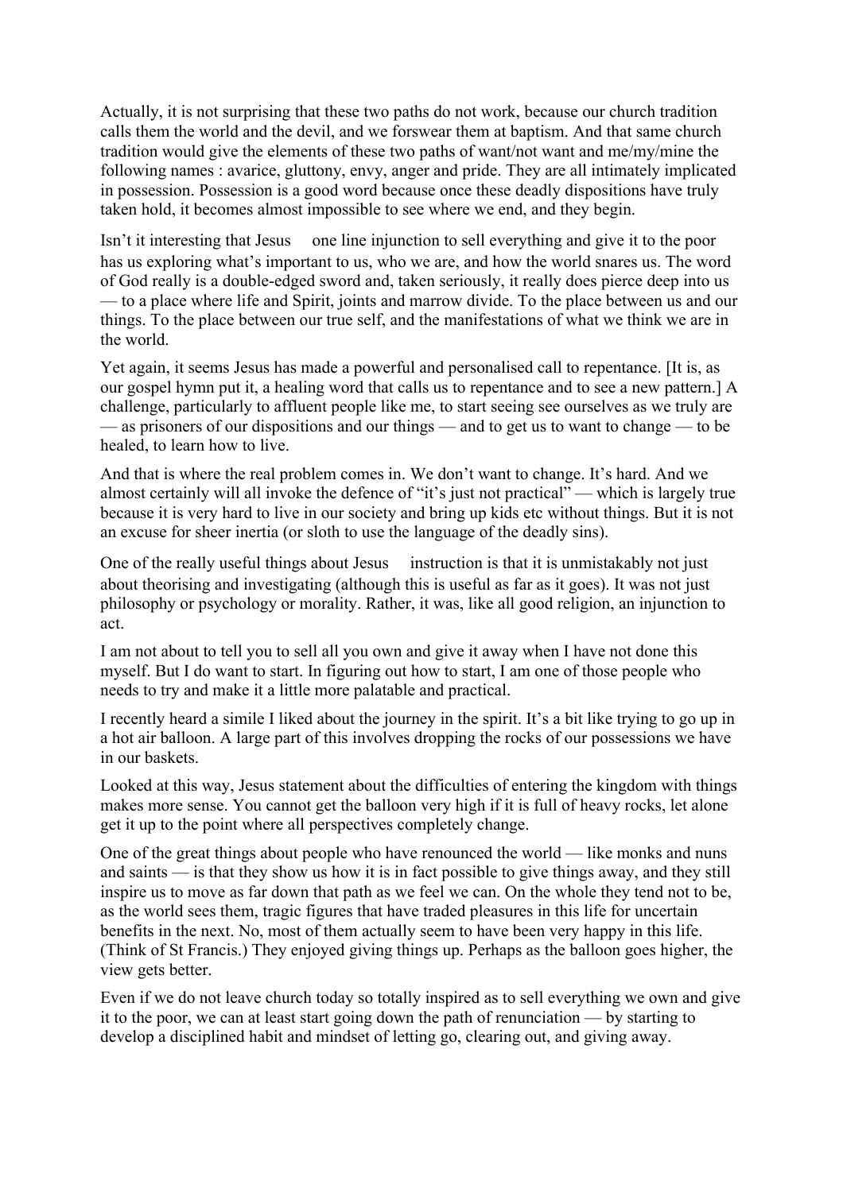Actually, it is not surprising that these two paths do not work, because our church tradition calls them the world and the devil, and we forswear them at baptism. And that same church tradition would give the elements of these two paths of want/not want and me/my/mine the following names : avarice, gluttony, envy, anger and pride. They are all intimately implicated in possession. Possession is a good word because once these deadly dispositions have truly taken hold, it becomes almost impossible to see where we end, and they begin.

Isn't it interesting that Jesus one line injunction to sell everything and give it to the poor has us exploring what's important to us, who we are, and how the world snares us. The word of God really is a double-edged sword and, taken seriously, it really does pierce deep into us — to a place where life and Spirit, joints and marrow divide. To the place between us and our things. To the place between our true self, and the manifestations of what we think we are in the world.

Yet again, it seems Jesus has made a powerful and personalised call to repentance. [It is, as our gospel hymn put it, a healing word that calls us to repentance and to see a new pattern.] A challenge, particularly to affluent people like me, to start seeing see ourselves as we truly are — as prisoners of our dispositions and our things — and to get us to want to change — to be healed, to learn how to live.

And that is where the real problem comes in. We don't want to change. It's hard. And we almost certainly will all invoke the defence of "it's just not practical" — which is largely true because it is very hard to live in our society and bring up kids etc without things. But it is not an excuse for sheer inertia (or sloth to use the language of the deadly sins).

One of the really useful things about Jesus instruction is that it is unmistakably not just about theorising and investigating (although this is useful as far as it goes). It was not just philosophy or psychology or morality. Rather, it was, like all good religion, an injunction to act.

I am not about to tell you to sell all you own and give it away when I have not done this myself. But I do want to start. In figuring out how to start, I am one of those people who needs to try and make it a little more palatable and practical.

I recently heard a simile I liked about the journey in the spirit. It's a bit like trying to go up in a hot air balloon. A large part of this involves dropping the rocks of our possessions we have in our baskets.

Looked at this way, Jesus statement about the difficulties of entering the kingdom with things makes more sense. You cannot get the balloon very high if it is full of heavy rocks, let alone get it up to the point where all perspectives completely change.

One of the great things about people who have renounced the world — like monks and nuns and saints — is that they show us how it is in fact possible to give things away, and they still inspire us to move as far down that path as we feel we can. On the whole they tend not to be, as the world sees them, tragic figures that have traded pleasures in this life for uncertain benefits in the next. No, most of them actually seem to have been very happy in this life. (Think of St Francis.) They enjoyed giving things up. Perhaps as the balloon goes higher, the view gets better.

Even if we do not leave church today so totally inspired as to sell everything we own and give it to the poor, we can at least start going down the path of renunciation — by starting to develop a disciplined habit and mindset of letting go, clearing out, and giving away.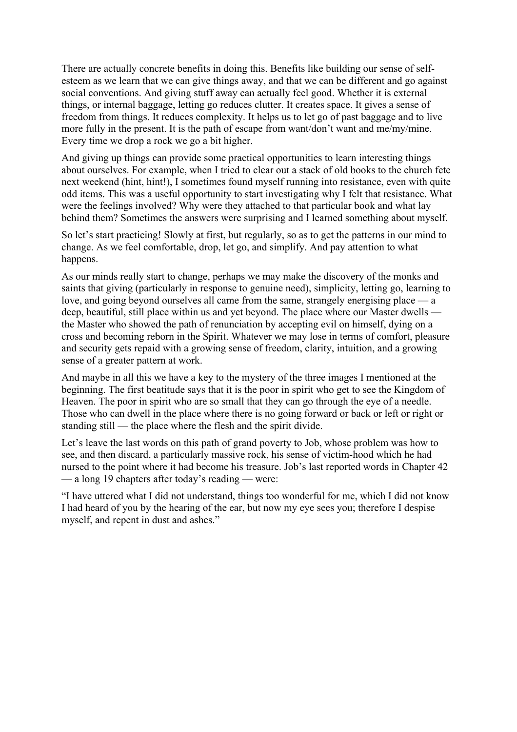There are actually concrete benefits in doing this. Benefits like building our sense of self-esteem as we learn that we can give things away, and that we can be different and go against social conventions. And giving stuff away can actually feel good. Whether it is external things, or internal baggage, letting go reduces clutter. It creates space. It gives a sense of freedom from things. It reduces complexity. It helps us to let go of past baggage and to live more fully in the present. It is the path of escape from want/don't want and me/my/mine. Every time we drop a rock we go a bit higher.

And giving up things can provide some practical opportunities to learn interesting things about ourselves. For example, when I tried to clear out a stack of old books to the church fete next weekend (hint, hint!), I sometimes found myself running into resistance, even with quite odd items. This was a useful opportunity to start investigating why I felt that resistance. What were the feelings involved? Why were they attached to that particular book and what lay behind them? Sometimes the answers were surprising and I learned something about myself.

So let's start practicing! Slowly at first, but regularly, so as to get the patterns in our mind to change. As we feel comfortable, drop, let go, and simplify. And pay attention to what happens.

As our minds really start to change, perhaps we may make the discovery of the monks and saints that giving (particularly in response to genuine need), simplicity, letting go, learning to love, and going beyond ourselves all came from the same, strangely energising place — a deep, beautiful, still place within us and yet beyond. The place where our Master dwells — the Master who showed the path of renunciation by accepting evil on himself, dying on a cross and becoming reborn in the Spirit. Whatever we may lose in terms of comfort, pleasure and security gets repaid with a growing sense of freedom, clarity, intuition, and a growing sense of a greater pattern at work.

And maybe in all this we have a key to the mystery of the three images I mentioned at the beginning. The first beatitude says that it is the poor in spirit who get to see the Kingdom of Heaven. The poor in spirit who are so small that they can go through the eye of a needle. Those who can dwell in the place where there is no going forward or back or left or right or standing still — the place where the flesh and the spirit divide.

Let's leave the last words on this path of grand poverty to Job, whose problem was how to see, and then discard, a particularly massive rock, his sense of victim-hood which he had nursed to the point where it had become his treasure. Job's last reported words in Chapter 42 — a long 19 chapters after today's reading — were:

"I have uttered what I did not understand, things too wonderful for me, which I did not know I had heard of you by the hearing of the ear, but now my eye sees you; therefore I despise myself, and repent in dust and ashes."